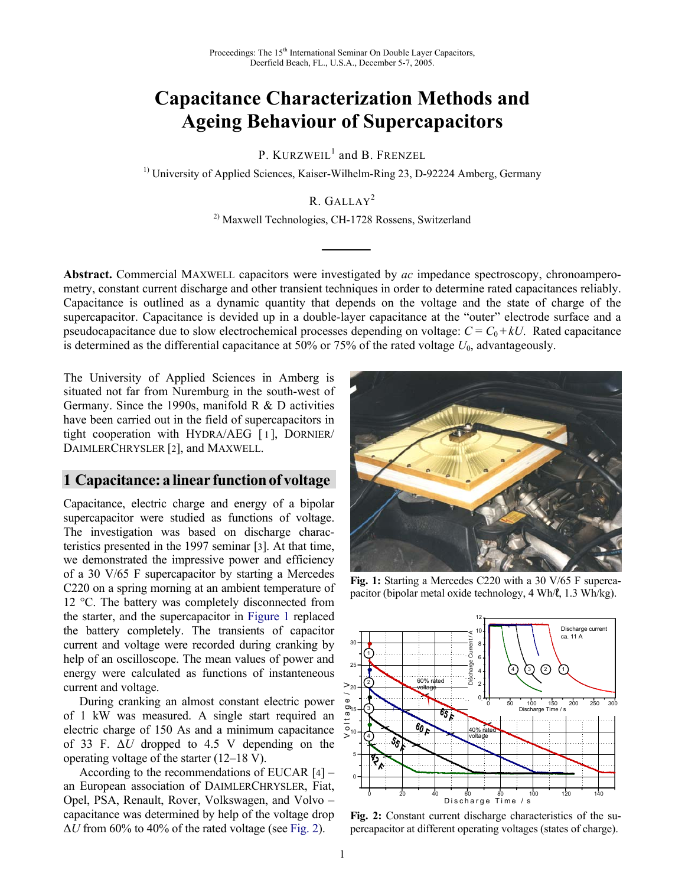Proceedings: The 15th International Seminar On Double Layer Capacitors, Deerfield Beach, FL., U.S.A., December 5-7, 2005.

# Capacitance Characterization Methods and Ageing Behaviour of Supercapacitors

P. KURZWEIL[1] and B. FRENZEL

[1] University of Applied Sciences, Kaiser-Wilhelm-Ring 23, D-92224 Amberg, Germany

R. GALLAY[2]

[2] Maxwell Technologies, CH-1728 Rossens, Switzerland

**Abstract.** Commercial MAXWELL capacitors were investigated by *ac* impedance spectroscopy, chronoamperometry, constant current discharge and other transient techniques in order to determine rated capacitances reliably. Capacitance is outlined as a dynamic quantity that depends on the voltage and the state of charge of the supercapacitor. Capacitance is devided up in a double-layer capacitance at the "outer" electrode surface and a pseudocapacitance due to slow electrochemical processes depending on voltage: $C = C_0 + kU$. Rated capacitance is determined as the differential capacitance at 50% or 75% of the rated voltage $U_0$, advantageously.

The University of Applied Sciences in Amberg is situated not far from Nuremburg in the south-west of Germany. Since the 1990s, manifold R & D activities have been carried out in the field of supercapacitors in tight cooperation with HYDRA/AEG [1], DORNIER/DAIMLERCHRYSLER [2], and MAXWELL.

## 1 Capacitance: a linear function of voltage

Capacitance, electric charge and energy of a bipolar supercapacitor were studied as functions of voltage. The investigation was based on discharge characteristics presented in the 1997 seminar [3]. At that time, we demonstrated the impressive power and efficiency of a 30 V/65 F supercapacitor by starting a Mercedes C220 on a spring morning at an ambient temperature of 12 °C. The battery was completely disconnected from the starter, and the supercapacitor in Figure 1 replaced the battery completely. The transients of capacitor current and voltage were recorded during cranking by help of an oscilloscope. The mean values of power and energy were calculated as functions of instantaneous current and voltage.

During cranking an almost constant electric power of 1 kW was measured. A single start required an electric charge of 150 As and a minimum capacitance of 33 F. $\Delta U$ dropped to 4.5 V depending on the operating voltage of the starter (12–18 V).

According to the recommendations of EUCAR [4] – an European association of DAIMLERCHRYSLER, Fiat, Opel, PSA, Renault, Rover, Volkswagen, and Volvo – capacitance was determined by help of the voltage drop $\Delta U$ from 60% to 40% of the rated voltage (see Fig. 2).

**Fig. 1:** Starting a Mercedes C220 with a 30 V/65 F supercapacitor (bipolar metal oxide technology, 4 Wh/ℓ, 1.3 Wh/kg).

**Fig. 2:** Constant current discharge characteristics of the supercapacitor at different operating voltages (states of charge).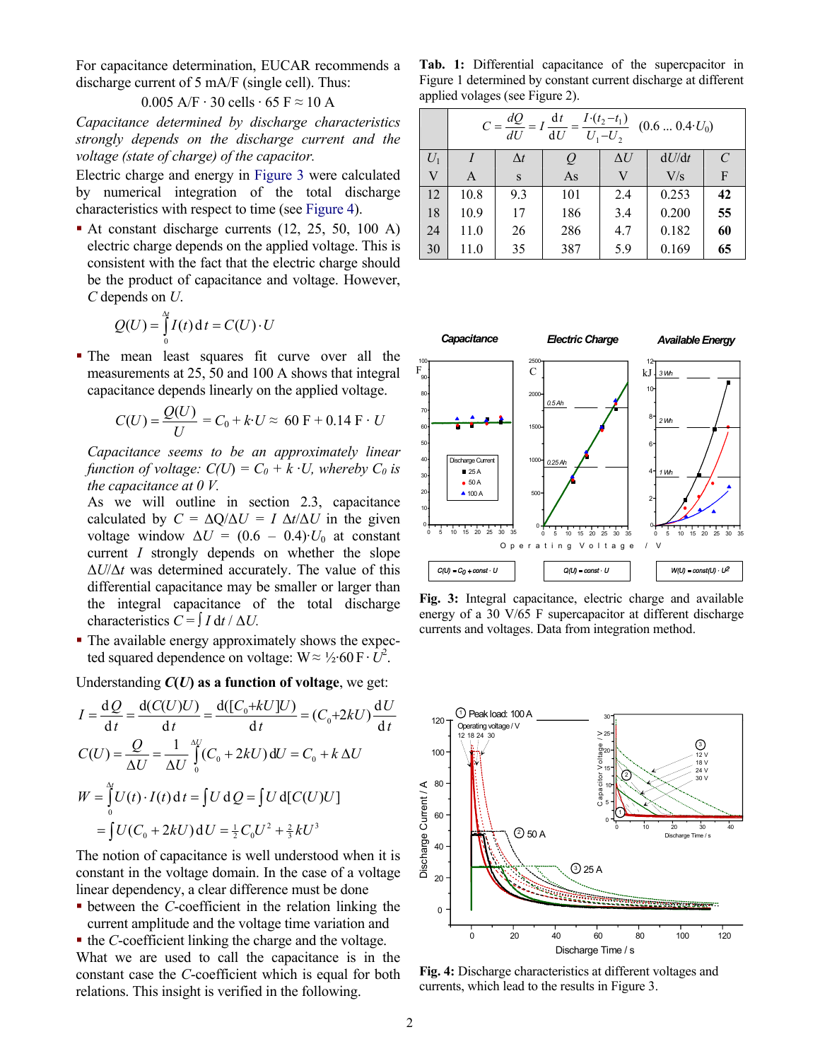For capacitance determination, EUCAR recommends a discharge current of 5 mA/F (single cell). Thus:

$$0.005\ \text{A/F} \cdot 30\ \text{cells} \cdot 65\ \text{F} \approx 10\ \text{A}$$

*Capacitance determined by discharge characteristics strongly depends on the discharge current and the voltage (state of charge) of the capacitor.*

Electric charge and energy in Figure 3 were calculated by numerical integration of the total discharge characteristics with respect to time (see Figure 4).

- At constant discharge currents (12, 25, 50, 100 A) electric charge depends on the applied voltage. This is consistent with the fact that the electric charge should be the product of capacitance and voltage. However, $C$ depends on $U$.

$$Q(U) = \int_0^{\Delta t} I(t)\,\mathrm{d}t = C(U) \cdot U$$

- The mean least squares fit curve over all the measurements at 25, 50 and 100 A shows that integral capacitance depends linearly on the applied voltage.

$$C(U) = \frac{Q(U)}{U} = C_0 + k \cdot U \approx\ 60\ \text{F} + 0.14\ \text{F} \cdot U$$

*Capacitance seems to be an approximately linear function of voltage: $C(U) = C_0 + k \cdot U$, whereby $C_0$ is the capacitance at 0 V.*

As we will outline in section 2.3, capacitance calculated by $C = \Delta Q/\Delta U = I\ \Delta t/\Delta U$ in the given voltage window $\Delta U = (0.6 - 0.4) \cdot U_0$ at constant current $I$ strongly depends on whether the slope $\Delta U/\Delta t$ was determined accurately. The value of this differential capacitance may be smaller or larger than the integral capacitance of the total discharge characteristics $C = \int I\ \mathrm{d}t\ /\ \Delta U$.

- The available energy approximately shows the expected squared dependence on voltage: $W \approx \frac{1}{2} \cdot 60\ \text{F} \cdot U^2$.

Understanding ***C*(*U*) as a function of voltage**, we get:

$$I = \frac{\mathrm{d}Q}{\mathrm{d}t} = \frac{\mathrm{d}(C(U)U)}{\mathrm{d}t} = \frac{\mathrm{d}([C_0 + kU]U)}{\mathrm{d}t} = (C_0 + 2kU)\frac{\mathrm{d}U}{\mathrm{d}t}$$

$$C(U) = \frac{Q}{\Delta U} = \frac{1}{\Delta U}\int_0^{\Delta U}(C_0 + 2kU)\,\mathrm{d}U = C_0 + k\,\Delta U$$

$$W = \int_0^{\Delta t} U(t) \cdot I(t)\,\mathrm{d}t = \int U\,\mathrm{d}Q = \int U\,\mathrm{d}[C(U)U]$$

$$= \int U(C_0 + 2kU)\,\mathrm{d}U = \tfrac{1}{2}C_0 U^2 + \tfrac{2}{3}kU^3$$

The notion of capacitance is well understood when it is constant in the voltage domain. In the case of a voltage linear dependency, a clear difference must be done

- between the $C$-coefficient in the relation linking the current amplitude and the voltage time variation and
- the $C$-coefficient linking the charge and the voltage.

What we are used to call the capacitance is in the constant case the $C$-coefficient which is equal for both relations. This insight is verified in the following.

**Tab. 1:** Differential capacitance of the supercpacitor in Figure 1 determined by constant current discharge at different applied volages (see Figure 2).

$$C = \frac{dQ}{dU} = I\frac{\mathrm{d}t}{\mathrm{d}U} = \frac{I \cdot (t_2 - t_1)}{U_1 - U_2} \quad (0.6 \ldots 0.4 \cdot U_0)$$

| $U_1$ | $I$ | $\Delta t$ | $Q$ | $\Delta U$ | d$U$/d$t$ | $C$ |
|---|---|---|---|---|---|---|
| V | A | s | As | V | V/s | F |
| 12 | 10.8 | 9.3 | 101 | 2.4 | 0.253 | **42** |
| 18 | 10.9 | 17 | 186 | 3.4 | 0.200 | **55** |
| 24 | 11.0 | 26 | 286 | 4.7 | 0.182 | **60** |
| 30 | 11.0 | 35 | 387 | 5.9 | 0.169 | **65** |

**Fig. 3:** Integral capacitance, electric charge and available energy of a 30 V/65 F supercapacitor at different discharge currents and voltages. Data from integration method.

**Fig. 4:** Discharge characteristics at different voltages and currents, which lead to the results in Figure 3.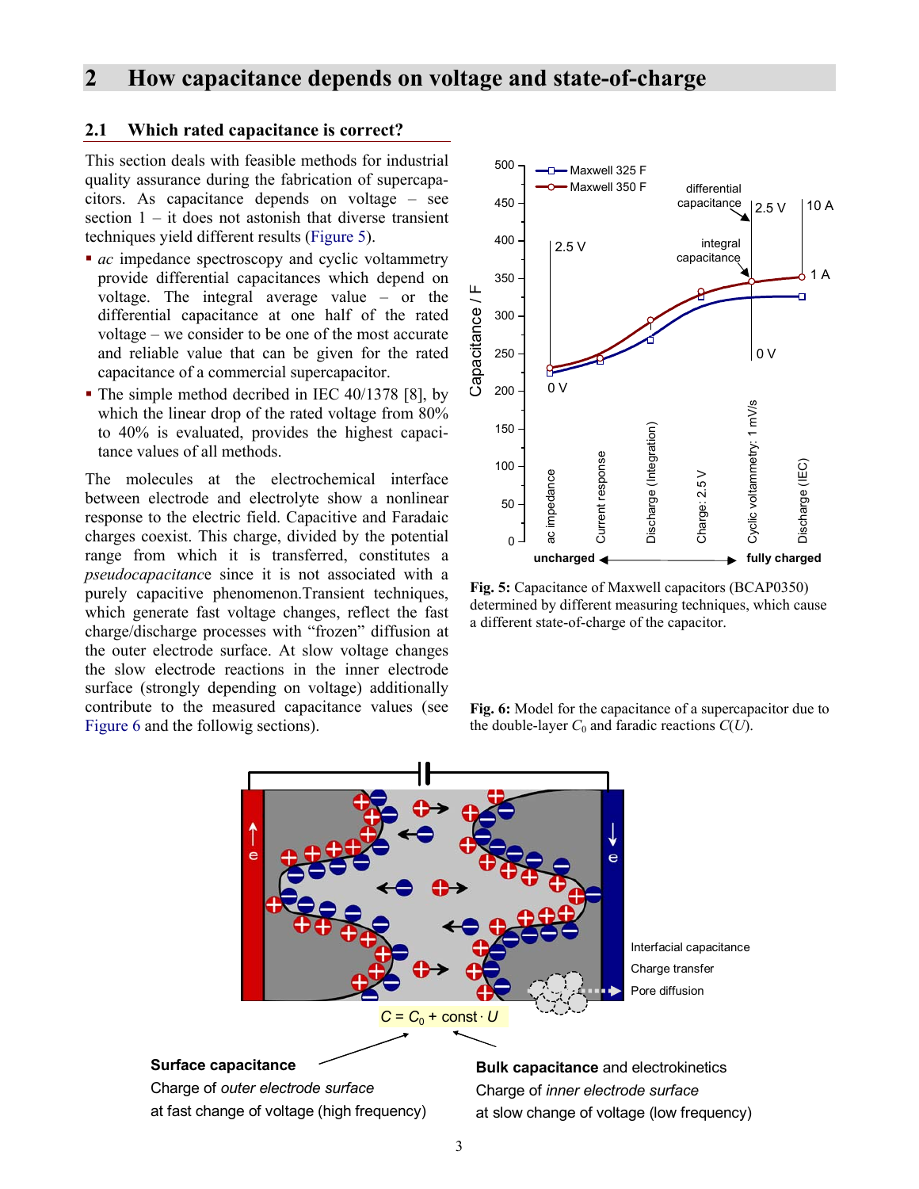## 2 How capacitance depends on voltage and state-of-charge

### 2.1 Which rated capacitance is correct?

This section deals with feasible methods for industrial quality assurance during the fabrication of supercapacitors. As capacitance depends on voltage – see section 1 – it does not astonish that diverse transient techniques yield different results (Figure 5).

- *ac* impedance spectroscopy and cyclic voltammetry provide differential capacitances which depend on voltage. The integral average value – or the differential capacitance at one half of the rated voltage – we consider to be one of the most accurate and reliable value that can be given for the rated capacitance of a commercial supercapacitor.
- The simple method decribed in IEC 40/1378 [8], by which the linear drop of the rated voltage from 80% to 40% is evaluated, provides the highest capacitance values of all methods.

The molecules at the electrochemical interface between electrode and electrolyte show a nonlinear response to the electric field. Capacitive and Faradaic charges coexist. This charge, divided by the potential range from which it is transferred, constitutes a *pseudocapacitance* since it is not associated with a purely capacitive phenomenon.Transient techniques, which generate fast voltage changes, reflect the fast charge/discharge processes with "frozen" diffusion at the outer electrode surface. At slow voltage changes the slow electrode reactions in the inner electrode surface (strongly depending on voltage) additionally contribute to the measured capacitance values (see Figure 6 and the followig sections).

**Fig. 5:** Capacitance of Maxwell capacitors (BCAP0350) determined by different measuring techniques, which cause a different state-of-charge of the capacitor.

**Fig. 6:** Model for the capacitance of a supercapacitor due to the double-layer $C_0$ and faradic reactions $C(U)$.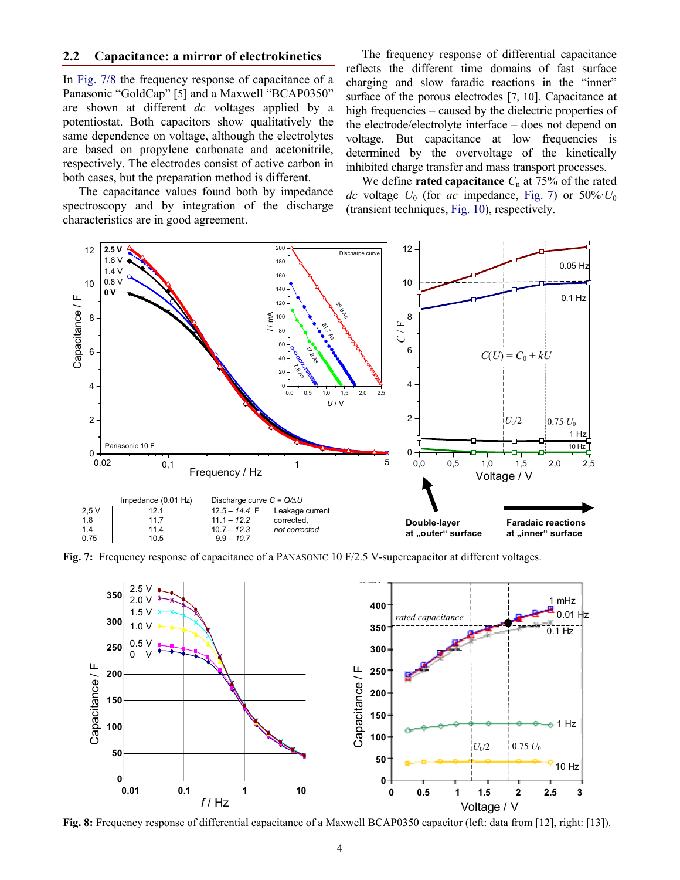## 2.2 Capacitance: a mirror of electrokinetics

In Fig. 7/8 the frequency response of capacitance of a Panasonic "GoldCap" [5] and a Maxwell "BCAP0350" are shown at different *dc* voltages applied by a potentiostat. Both capacitors show qualitatively the same dependence on voltage, although the electrolytes are based on propylene carbonate and acetonitrile, respectively. The electrodes consist of active carbon in both cases, but the preparation method is different.

The capacitance values found both by impedance spectroscopy and by integration of the discharge characteristics are in good agreement.

The frequency response of differential capacitance reflects the different time domains of fast surface charging and slow faradic reactions in the "inner" surface of the porous electrodes [7, 10]. Capacitance at high frequencies – caused by the dielectric properties of the electrode/electrolyte interface – does not depend on voltage. But capacitance at low frequencies is determined by the overvoltage of the kinetically inhibited charge transfer and mass transport processes.

We define **rated capacitance** $C_n$ at 75% of the rated *dc* voltage $U_0$ (for *ac* impedance, Fig. 7) or $50\% \cdot U_0$ (transient techniques, Fig. 10), respectively.

| | Impedance (0.01 Hz) | Discharge curve $C = Q/\Delta U$ | |
|---|---|---|---|
| 2,5 V | 12.1 | 12.5 – *14.4* F | Leakage current |
| 1.8 | 11.7 | 11.1 – *12.2* | corrected, |
| 1.4 | 11.4 | 10.7 – *12.3* | *not corrected* |
| 0.75 | 10.5 | 9.9 – *10.7* | |

**Fig. 7:** Frequency response of capacitance of a PANASONIC 10 F/2.5 V-supercapacitor at different voltages.

**Fig. 8:** Frequency response of differential capacitance of a Maxwell BCAP0350 capacitor (left: data from [12], right: [13]).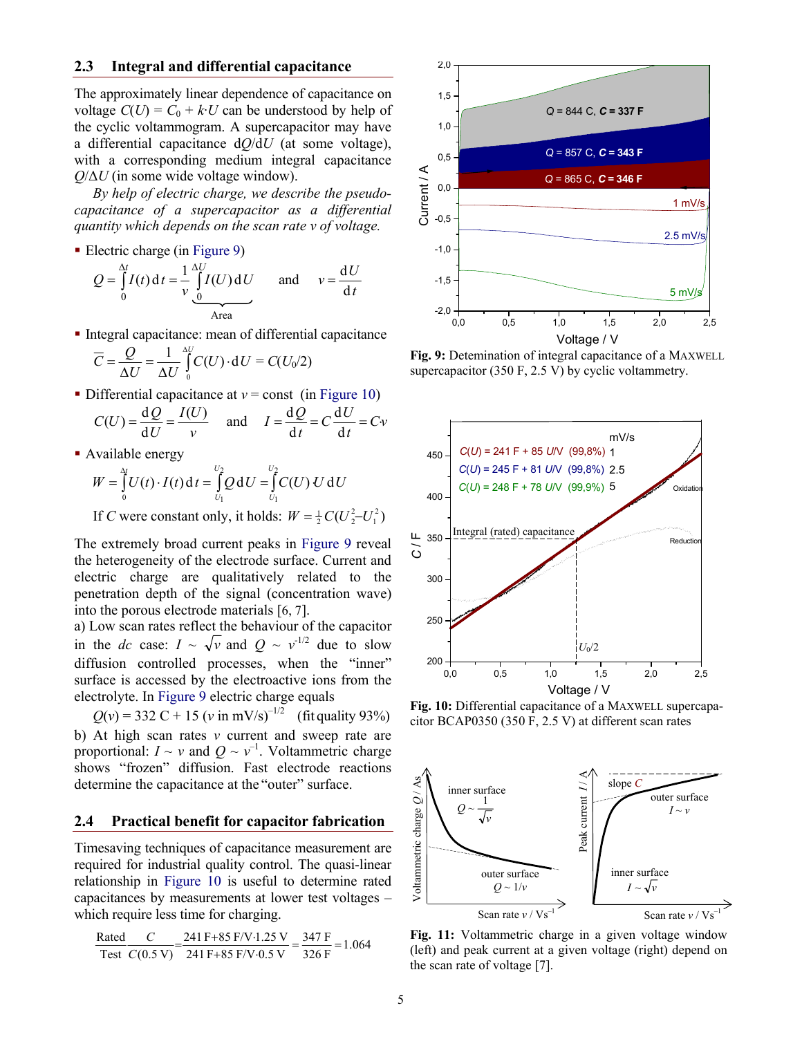## 2.3 Integral and differential capacitance

The approximately linear dependence of capacitance on voltage $C(U) = C_0 + k \cdot U$ can be understood by help of the cyclic voltammogram. A supercapacitor may have a differential capacitance $\mathrm{d}Q/\mathrm{d}U$ (at some voltage), with a corresponding medium integral capacitance $Q/\Delta U$ (in some wide voltage window).

*By help of electric charge, we describe the pseudo-capacitance of a supercapacitor as a differential quantity which depends on the scan rate v of voltage.*

- Electric charge (in Figure 9)

$$Q = \int_0^{\Delta t} I(t)\,\mathrm{d}t = \frac{1}{v}\underbrace{\int_0^{\Delta U} I(U)\,\mathrm{d}U}_{\text{Area}} \quad \text{and} \quad v = \frac{\mathrm{d}U}{\mathrm{d}t}$$

- Integral capacitance: mean of differential capacitance

$$\overline{C} = \frac{Q}{\Delta U} = \frac{1}{\Delta U}\int_0^{\Delta U} C(U)\cdot \mathrm{d}U = C(U_0/2)$$

- Differential capacitance at $v = \text{const}$ (in Figure 10)

$$C(U) = \frac{\mathrm{d}Q}{\mathrm{d}U} = \frac{I(U)}{v} \quad \text{and} \quad I = \frac{\mathrm{d}Q}{\mathrm{d}t} = C\frac{\mathrm{d}U}{\mathrm{d}t} = Cv$$

- Available energy

$$W = \int_0^{\Delta t} U(t)\cdot I(t)\,\mathrm{d}t = \int_{U_1}^{U_2} Q\,\mathrm{d}U = \int_{U_1}^{U_2} C(U)\,U\,\mathrm{d}U$$

If $C$ were constant only, it holds: $W = \frac{1}{2}C(U_2^2 - U_1^2)$

The extremely broad current peaks in Figure 9 reveal the heterogeneity of the electrode surface. Current and electric charge are qualitatively related to the penetration depth of the signal (concentration wave) into the porous electrode materials [6, 7].

a) Low scan rates reflect the behaviour of the capacitor in the *dc* case: $I \sim \sqrt{v}$ and $Q \sim v^{-1/2}$ due to slow diffusion controlled processes, when the "inner" surface is accessed by the electroactive ions from the electrolyte. In Figure 9 electric charge equals

$Q(v) = 332\ \mathrm{C} + 15\ (v \text{ in mV/s})^{-1/2}$ (fit quality 93%)

b) At high scan rates $v$ current and sweep rate are proportional: $I \sim v$ and $Q \sim v^{-1}$. Voltammetric charge shows "frozen" diffusion. Fast electrode reactions determine the capacitance at the "outer" surface.

## 2.4 Practical benefit for capacitor fabrication

Timesaving techniques of capacitance measurement are required for industrial quality control. The quasi-linear relationship in Figure 10 is useful to determine rated capacitances by measurements at lower test voltages – which require less time for charging.

$$\frac{\text{Rated}}{\text{Test}}\ \frac{C}{C(0.5\ \mathrm{V})} = \frac{241\ \mathrm{F} + 85\ \mathrm{F/V}\cdot 1.25\ \mathrm{V}}{241\ \mathrm{F} + 85\ \mathrm{F/V}\cdot 0.5\ \mathrm{V}} = \frac{347\ \mathrm{F}}{326\ \mathrm{F}} = 1.064$$

**Fig. 9:** Detemination of integral capacitance of a MAXWELL supercapacitor (350 F, 2.5 V) by cyclic voltammetry.

**Fig. 10:** Differential capacitance of a MAXWELL supercapacitor BCAP0350 (350 F, 2.5 V) at different scan rates

**Fig. 11:** Voltammetric charge in a given voltage window (left) and peak current at a given voltage (right) depend on the scan rate of voltage [7].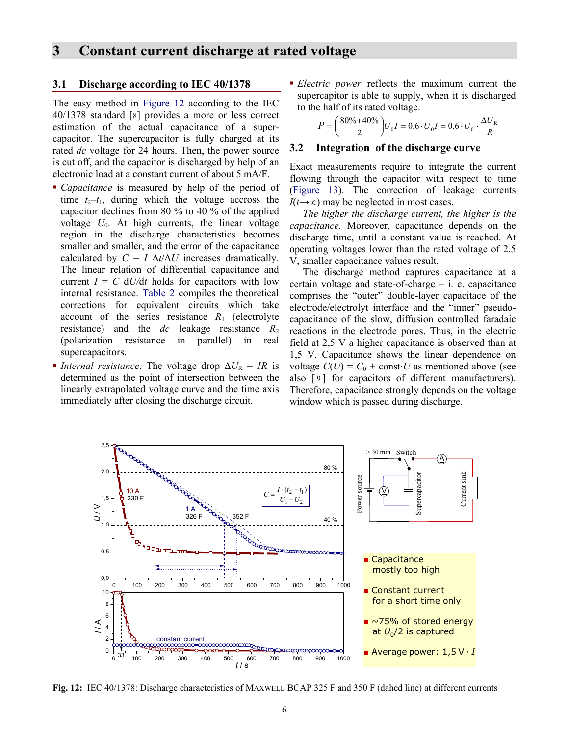## 3 Constant current discharge at rated voltage

### 3.1 Discharge according to IEC 40/1378

The easy method in Figure 12 according to the IEC 40/1378 standard [8] provides a more or less correct estimation of the actual capacitance of a supercapacitor. The supercapacitor is fully charged at its rated *dc* voltage for 24 hours. Then, the power source is cut off, and the capacitor is discharged by help of an electronic load at a constant current of about 5 mA/F.

- *Capacitance* is measured by help of the period of time $t_2 - t_1$, during which the voltage accross the capacitor declines from 80 % to 40 % of the applied voltage $U_0$. At high currents, the linear voltage region in the discharge characteristics becomes smaller and smaller, and the error of the capacitance calculated by $C = I\ \Delta t/\Delta U$ increases dramatically. The linear relation of differential capacitance and current $I = C\ \mathrm{d}U/\mathrm{d}t$ holds for capacitors with low internal resistance. Table 2 compiles the theoretical corrections for equivalent circuits which take account of the series resistance $R_1$ (electrolyte resistance) and the *dc* leakage resistance $R_2$ (polarization resistance in parallel) in real supercapacitors.
- *Internal resistance***.** The voltage drop $\Delta U_R = IR$ is determined as the point of intersection between the linearly extrapolated voltage curve and the time axis immediately after closing the discharge circuit.
- *Electric power* reflects the maximum current the supercapitor is able to supply, when it is discharged to the half of its rated voltage.

$$P = \left(\frac{80\% + 40\%}{2}\right) U_0 I = 0.6 \cdot U_0 I = 0.6 \cdot U_0 \cdot \frac{\Delta U_R}{R}$$

### 3.2 Integration of the discharge curve

Exact measurements require to integrate the current flowing through the capacitor with respect to time (Figure 13). The correction of leakage currents $I(t \to \infty)$ may be neglected in most cases.

*The higher the discharge current, the higher is the capacitance.* Moreover, capacitance depends on the discharge time, until a constant value is reached. At operating voltages lower than the rated voltage of 2.5 V, smaller capacitance values result.

The discharge method captures capacitance at a certain voltage and state-of-charge – i. e. capacitance comprises the “outer” double-layer capacitace of the electrode/electrolyt interface and the “inner” pseudo-capacitance of the slow, diffusion controlled faradaic reactions in the electrode pores. Thus, in the electric field at 2,5 V a higher capacitance is observed than at 1,5 V. Capacitance shows the linear dependence on voltage $C(U) = C_0 + \text{const} \cdot U$ as mentioned above (see also [9] for capacitors of different manufacturers). Therefore, capacitance strongly depends on the voltage window which is passed during discharge.

- Capacitance mostly too high
- Constant current for a short time only
- ~75% of stored energy at $U_0/2$ is captured
- Average power: $1{,}5\ \text{V} \cdot I$

**Fig. 12:** IEC 40/1378: Discharge characteristics of MAXWELL BCAP 325 F and 350 F (dahed line) at different currents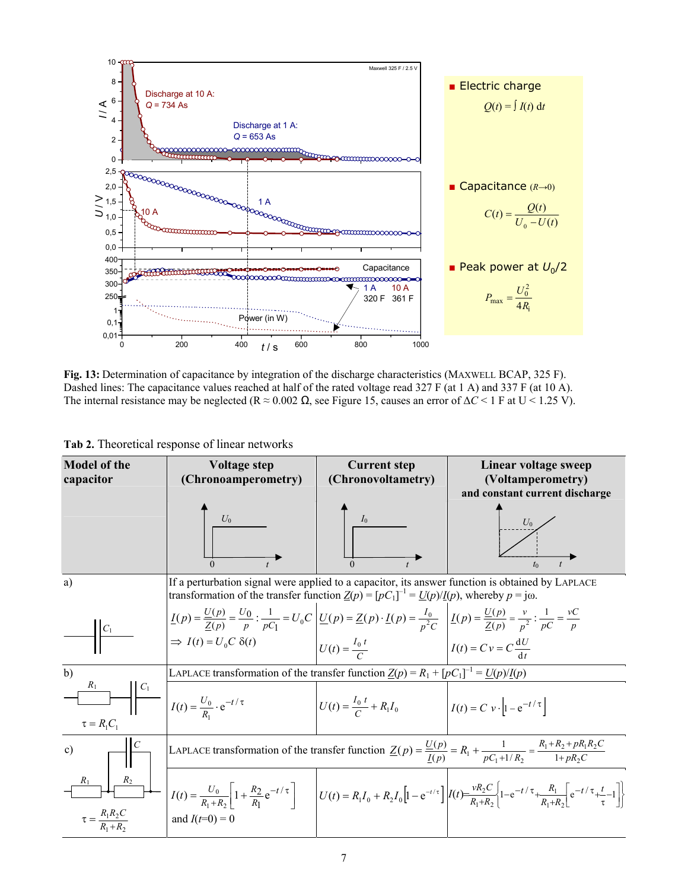■ Electric charge

$$Q(t) = \int I(t)\,\mathrm{d}t$$

■ Capacitance ($R \to 0$)

$$C(t) = \frac{Q(t)}{U_0 - U(t)}$$

■ Peak power at $U_0/2$

$$P_{\max} = \frac{U_0^2}{4R_i}$$

**Fig. 13:** Determination of capacitance by integration of the discharge characteristics (MAXWELL BCAP, 325 F). Dashed lines: The capacitance values reached at half of the rated voltage read 327 F (at 1 A) and 337 F (at 10 A). The internal resistance may be neglected (R ≈ 0.002 Ω, see Figure 15, causes an error of $\Delta C < 1$ F at $U < 1.25$ V).

**Tab 2.** Theoretical response of linear networks

| Model of the capacitor | Voltage step (Chronoamperometry) | Current step (Chronovoltametry) | Linear voltage sweep (Voltamperometry) and constant current discharge |
|---|---|---|---|
| a) $C_1$ | If a perturbation signal were applied to a capacitor, its answer function is obtained by LAPLACE transformation of the transfer function $\underline{Z}(p) = [pC_1]^{-1} = \underline{U}(p)/\underline{I}(p)$, whereby $p = \mathrm{j}\omega$. | | |
| | $\underline{I}(p) = \frac{\underline{U}(p)}{\underline{Z}(p)} = \frac{U_0}{p} : \frac{1}{pC_1} = U_0 C$ $\Rightarrow I(t) = U_0 C\,\delta(t)$ | $\underline{U}(p) = \underline{Z}(p) \cdot \underline{I}(p) = \frac{I_0}{p^2 C}$ $U(t) = \frac{I_0\,t}{C}$ | $\underline{I}(p) = \frac{\underline{U}(p)}{\underline{Z}(p)} = \frac{v}{p^2} : \frac{1}{pC} = \frac{vC}{p}$ $I(t) = C\,v = C\frac{\mathrm{d}U}{\mathrm{d}t}$ |
| b) $R_1$, $C_1$; $\tau = R_1 C_1$ | LAPLACE transformation of the transfer function $\underline{Z}(p) = R_1 + [pC_1]^{-1} = \underline{U}(p)/\underline{I}(p)$ | | |
| | $I(t) = \frac{U_0}{R_1} \cdot \mathrm{e}^{-t/\tau}$ | $U(t) = \frac{I_0\,t}{C} + R_1 I_0$ | $I(t) = C\,v \cdot \left[1 - \mathrm{e}^{-t/\tau}\right]$ |
| c) $R_1$, $R_2$, $C$; $\tau = \frac{R_1 R_2 C}{R_1 + R_2}$ | LAPLACE transformation of the transfer function $\underline{Z}(p) = \frac{\underline{U}(p)}{\underline{I}(p)} = R_1 + \frac{1}{pC_1 + 1/R_2} = \frac{R_1 + R_2 + pR_1R_2C}{1 + pR_2C}$ | | |
| | $I(t) = \frac{U_0}{R_1 + R_2}\left[1 + \frac{R_2}{R_1}\mathrm{e}^{-t/\tau}\right]$ and $I(t{=}0) = 0$ | $U(t) = R_1 I_0 + R_2 I_0\left[1 - \mathrm{e}^{-t/\tau}\right]$ | $I(t) = \frac{vR_2C}{R_1 + R_2}\left\{1 - \mathrm{e}^{-t/\tau} + \frac{R_1}{R_1 + R_2}\left[\mathrm{e}^{-t/\tau} + \frac{t}{\tau} - 1\right]\right\}$ |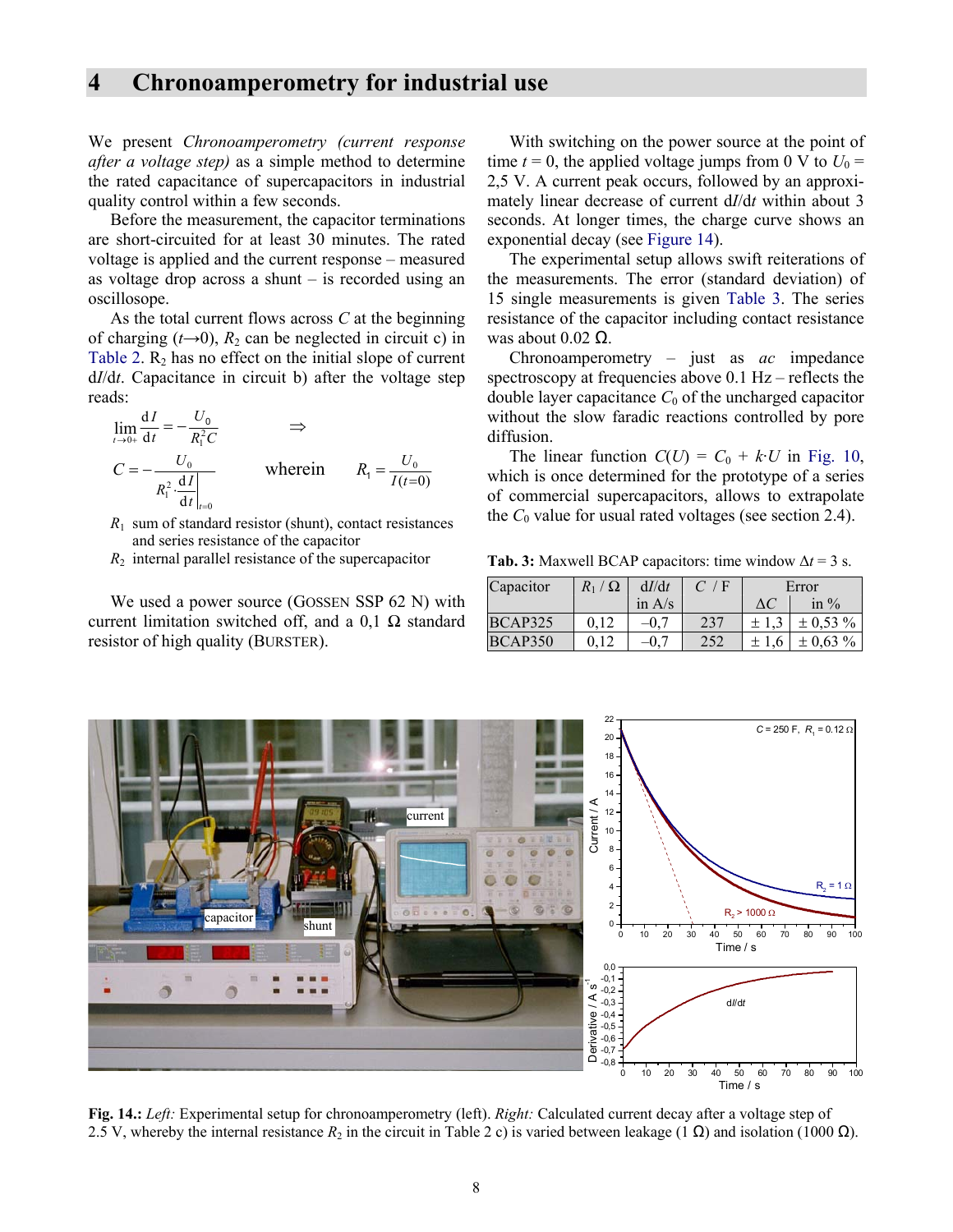# 4 Chronoamperometry for industrial use

We present *Chronoamperometry (current response after a voltage step)* as a simple method to determine the rated capacitance of supercapacitors in industrial quality control within a few seconds.

Before the measurement, the capacitor terminations are short-circuited for at least 30 minutes. The rated voltage is applied and the current response – measured as voltage drop across a shunt – is recorded using an oscillosope.

As the total current flows across $C$ at the beginning of charging ($t \to 0$), $R_2$ can be neglected in circuit c) in Table 2. $R_2$ has no effect on the initial slope of current $dI/dt$. Capacitance in circuit b) after the voltage step reads:

$$\lim_{t \to 0+} \frac{\mathrm{d}I}{\mathrm{d}t} = -\frac{U_0}{R_1^2 C} \qquad \Rightarrow$$

$$C = -\frac{U_0}{R_1^2 \cdot \left.\frac{\mathrm{d}I}{\mathrm{d}t}\right|_{t=0}} \qquad \text{wherein} \qquad R_1 = \frac{U_0}{I(t=0)}$$

$R_1$ sum of standard resistor (shunt), contact resistances and series resistance of the capacitor

$R_2$ internal parallel resistance of the supercapacitor

We used a power source (GOSSEN SSP 62 N) with current limitation switched off, and a 0,1 Ω standard resistor of high quality (BURSTER).

With switching on the power source at the point of time $t = 0$, the applied voltage jumps from 0 V to $U_0$ = 2,5 V. A current peak occurs, followed by an approximately linear decrease of current $dI/dt$ within about 3 seconds. At longer times, the charge curve shows an exponential decay (see Figure 14).

The experimental setup allows swift reiterations of the measurements. The error (standard deviation) of 15 single measurements is given Table 3. The series resistance of the capacitor including contact resistance was about 0.02 Ω.

Chronoamperometry – just as *ac* impedance spectroscopy at frequencies above 0.1 Hz – reflects the double layer capacitance $C_0$ of the uncharged capacitor without the slow faradic reactions controlled by pore diffusion.

The linear function $C(U) = C_0 + k \cdot U$ in Fig. 10, which is once determined for the prototype of a series of commercial supercapacitors, allows to extrapolate the $C_0$ value for usual rated voltages (see section 2.4).

**Tab. 3:** Maxwell BCAP capacitors: time window $\Delta t$ = 3 s.

| Capacitor | $R_1$ / Ω | $dI/dt$ in A/s | $C$ / F | Error $\Delta C$ | Error in % |
|---|---|---|---|---|---|
| BCAP325 | 0,12 | –0,7 | 237 | ± 1,3 | ± 0,53 % |
| BCAP350 | 0,12 | –0,7 | 252 | ± 1,6 | ± 0,63 % |

**Fig. 14.:** *Left:* Experimental setup for chronoamperometry (left). *Right:* Calculated current decay after a voltage step of 2.5 V, whereby the internal resistance $R_2$ in the circuit in Table 2 c) is varied between leakage (1 Ω) and isolation (1000 Ω).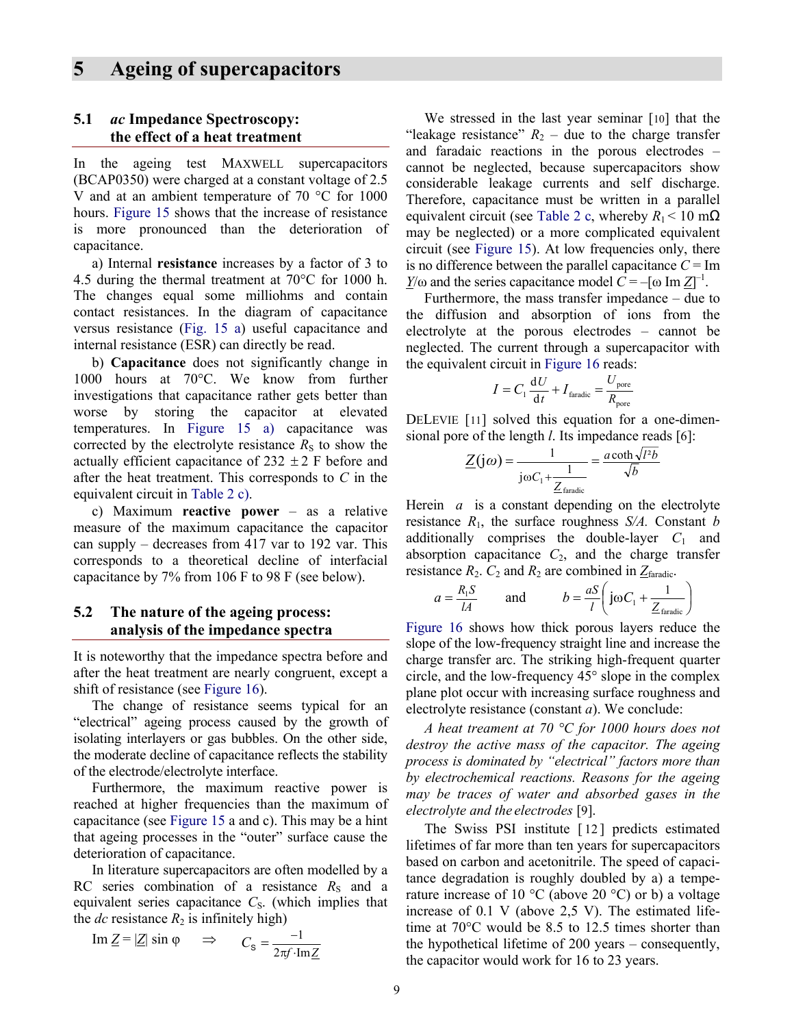# 5 Ageing of supercapacitors

## 5.1 *ac* Impedance Spectroscopy: the effect of a heat treatment

In the ageing test MAXWELL supercapacitors (BCAP0350) were charged at a constant voltage of 2.5 V and at an ambient temperature of 70 °C for 1000 hours. Figure 15 shows that the increase of resistance is more pronounced than the deterioration of capacitance.

a) Internal **resistance** increases by a factor of 3 to 4.5 during the thermal treatment at 70°C for 1000 h. The changes equal some milliohms and contain contact resistances. In the diagram of capacitance versus resistance (Fig. 15 a) useful capacitance and internal resistance (ESR) can directly be read.

b) **Capacitance** does not significantly change in 1000 hours at 70°C. We know from further investigations that capacitance rather gets better than worse by storing the capacitor at elevated temperatures. In Figure 15 a) capacitance was corrected by the electrolyte resistance $R_S$ to show the actually efficient capacitance of 232 ± 2 F before and after the heat treatment. This corresponds to $C$ in the equivalent circuit in Table 2 c).

c) Maximum **reactive power** – as a relative measure of the maximum capacitance the capacitor can supply – decreases from 417 var to 192 var. This corresponds to a theoretical decline of interfacial capacitance by 7% from 106 F to 98 F (see below).

## 5.2 The nature of the ageing process: analysis of the impedance spectra

It is noteworthy that the impedance spectra before and after the heat treatment are nearly congruent, except a shift of resistance (see Figure 16).

The change of resistance seems typical for an "electrical" ageing process caused by the growth of isolating interlayers or gas bubbles. On the other side, the moderate decline of capacitance reflects the stability of the electrode/electrolyte interface.

Furthermore, the maximum reactive power is reached at higher frequencies than the maximum of capacitance (see Figure 15 a and c). This may be a hint that ageing processes in the "outer" surface cause the deterioration of capacitance.

In literature supercapacitors are often modelled by a RC series combination of a resistance $R_S$ and a equivalent series capacitance $C_S$. (which implies that the *dc* resistance $R_2$ is infinitely high)

$$\operatorname{Im} \underline{Z} = |\underline{Z}| \sin \varphi \quad \Rightarrow \quad C_S = \frac{-1}{2\pi f \cdot \operatorname{Im} \underline{Z}}$$

We stressed in the last year seminar [10] that the "leakage resistance" $R_2$ – due to the charge transfer and faradaic reactions in the porous electrodes – cannot be neglected, because supercapacitors show considerable leakage currents and self discharge. Therefore, capacitance must be written in a parallel equivalent circuit (see Table 2 c, whereby $R_1 < 10$ mΩ may be neglected) or a more complicated equivalent circuit (see Figure 15). At low frequencies only, there is no difference between the parallel capacitance $C = \operatorname{Im} \underline{Y}/\omega$ and the series capacitance model $C = -[\omega \operatorname{Im} \underline{Z}]^{-1}$.

Furthermore, the mass transfer impedance – due to the diffusion and absorption of ions from the electrolyte at the porous electrodes – cannot be neglected. The current through a supercapacitor with the equivalent circuit in Figure 16 reads:

$$I = C_1 \frac{\mathrm{d}U}{\mathrm{d}t} + I_{\text{faradic}} = \frac{U_{\text{pore}}}{R_{\text{pore}}}$$

DELEVIE [11] solved this equation for a one-dimensional pore of the length $l$. Its impedance reads [6]:

$$\underline{Z}(\mathrm{j}\omega) = \frac{1}{\mathrm{j}\omega C_1 + \dfrac{1}{\underline{Z}_{\text{faradic}}}} = \frac{a \coth \sqrt{l^2 b}}{\sqrt{b}}$$

Herein $a$ is a constant depending on the electrolyte resistance $R_1$, the surface roughness $S/A$. Constant $b$ additionally comprises the double-layer $C_1$ and absorption capacitance $C_2$, and the charge transfer resistance $R_2$. $C_2$ and $R_2$ are combined in $\underline{Z}_{\text{faradic}}$.

$$a = \frac{R_1 S}{lA} \qquad \text{and} \qquad b = \frac{aS}{l}\left(\mathrm{j}\omega C_1 + \frac{1}{\underline{Z}_{\text{faradic}}}\right)$$

Figure 16 shows how thick porous layers reduce the slope of the low-frequency straight line and increase the charge transfer arc. The striking high-frequent quarter circle, and the low-frequency 45° slope in the complex plane plot occur with increasing surface roughness and electrolyte resistance (constant $a$). We conclude:

*A heat treament at 70 °C for 1000 hours does not destroy the active mass of the capacitor. The ageing process is dominated by "electrical" factors more than by electrochemical reactions. Reasons for the ageing may be traces of water and absorbed gases in the electrolyte and the electrodes* [9].

The Swiss PSI institute [12] predicts estimated lifetimes of far more than ten years for supercapacitors based on carbon and acetonitrile. The speed of capacitance degradation is roughly doubled by a) a temperature increase of 10 °C (above 20 °C) or b) a voltage increase of 0.1 V (above 2,5 V). The estimated lifetime at 70°C would be 8.5 to 12.5 times shorter than the hypothetical lifetime of 200 years – consequently, the capacitor would work for 16 to 23 years.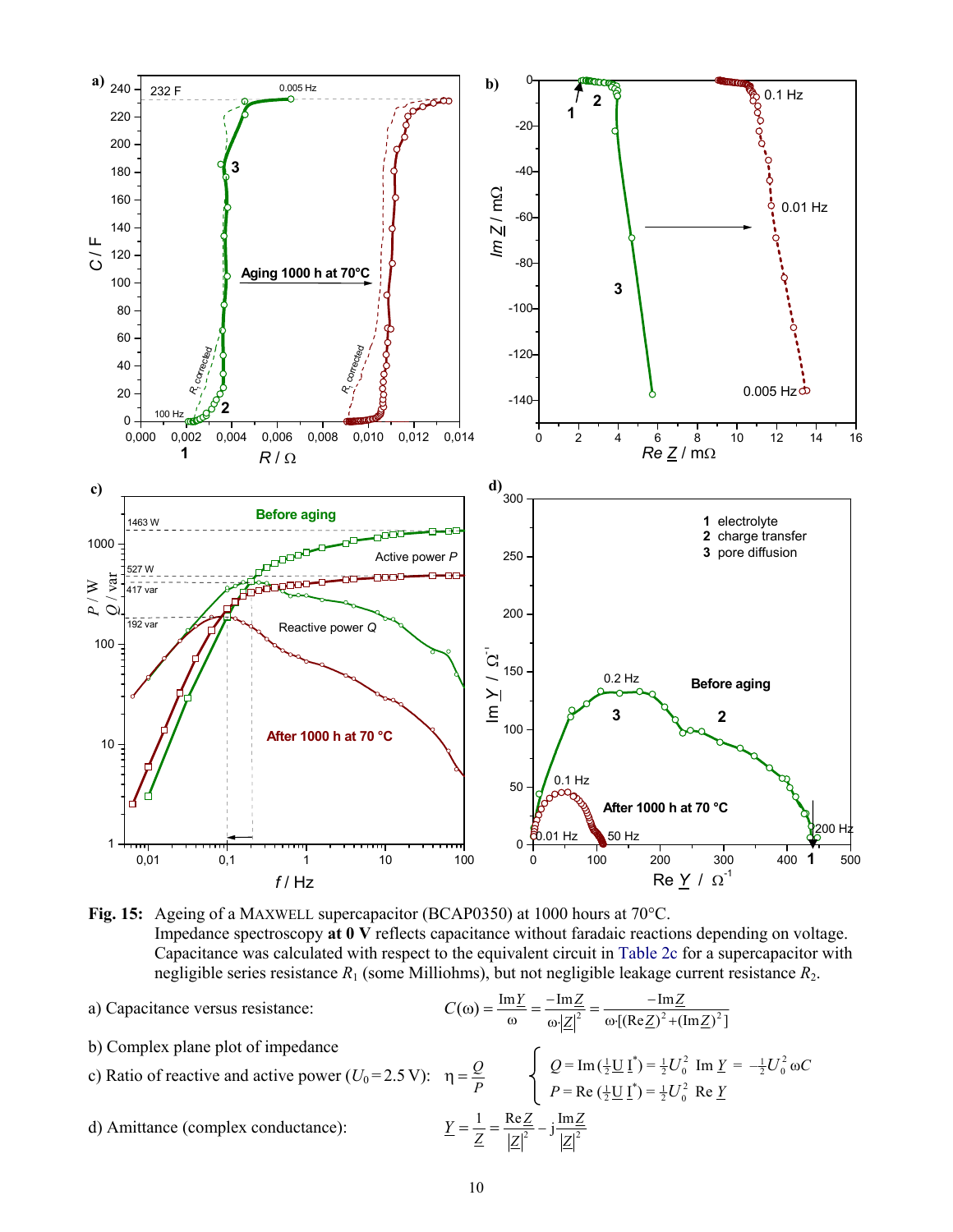**Fig. 15:** Ageing of a MAXWELL supercapacitor (BCAP0350) at 1000 hours at 70°C.
Impedance spectroscopy **at 0 V** reflects capacitance without faradaic reactions depending on voltage. Capacitance was calculated with respect to the equivalent circuit in Table 2c for a supercapacitor with negligible series resistance $R_1$ (some Milliohms), but not negligible leakage current resistance $R_2$.

a) Capacitance versus resistance:

$$C(\omega) = \frac{\mathrm{Im}\underline{Y}}{\omega} = \frac{-\mathrm{Im}\underline{Z}}{\omega \cdot |\underline{Z}|^2} = \frac{-\mathrm{Im}\underline{Z}}{\omega \cdot [(\mathrm{Re}\underline{Z})^2 + (\mathrm{Im}\underline{Z})^2]}$$

b) Complex plane plot of impedance

c) Ratio of reactive and active power ($U_0 = 2.5\,\mathrm{V}$):

$$\eta = \frac{Q}{P} \qquad \begin{cases} Q = \mathrm{Im}\left(\tfrac{1}{2}\underline{U}\,\underline{I}^*\right) = \tfrac{1}{2}U_0^2\ \mathrm{Im}\,\underline{Y} = -\tfrac{1}{2}U_0^2\,\omega C \\ P = \mathrm{Re}\left(\tfrac{1}{2}\underline{U}\,\underline{I}^*\right) = \tfrac{1}{2}U_0^2\ \mathrm{Re}\,\underline{Y} \end{cases}$$

d) Amittance (complex conductance):

$$\underline{Y} = \frac{1}{\underline{Z}} = \frac{\mathrm{Re}\,\underline{Z}}{|\underline{Z}|^2} - \mathrm{j}\frac{\mathrm{Im}\,\underline{Z}}{|\underline{Z}|^2}$$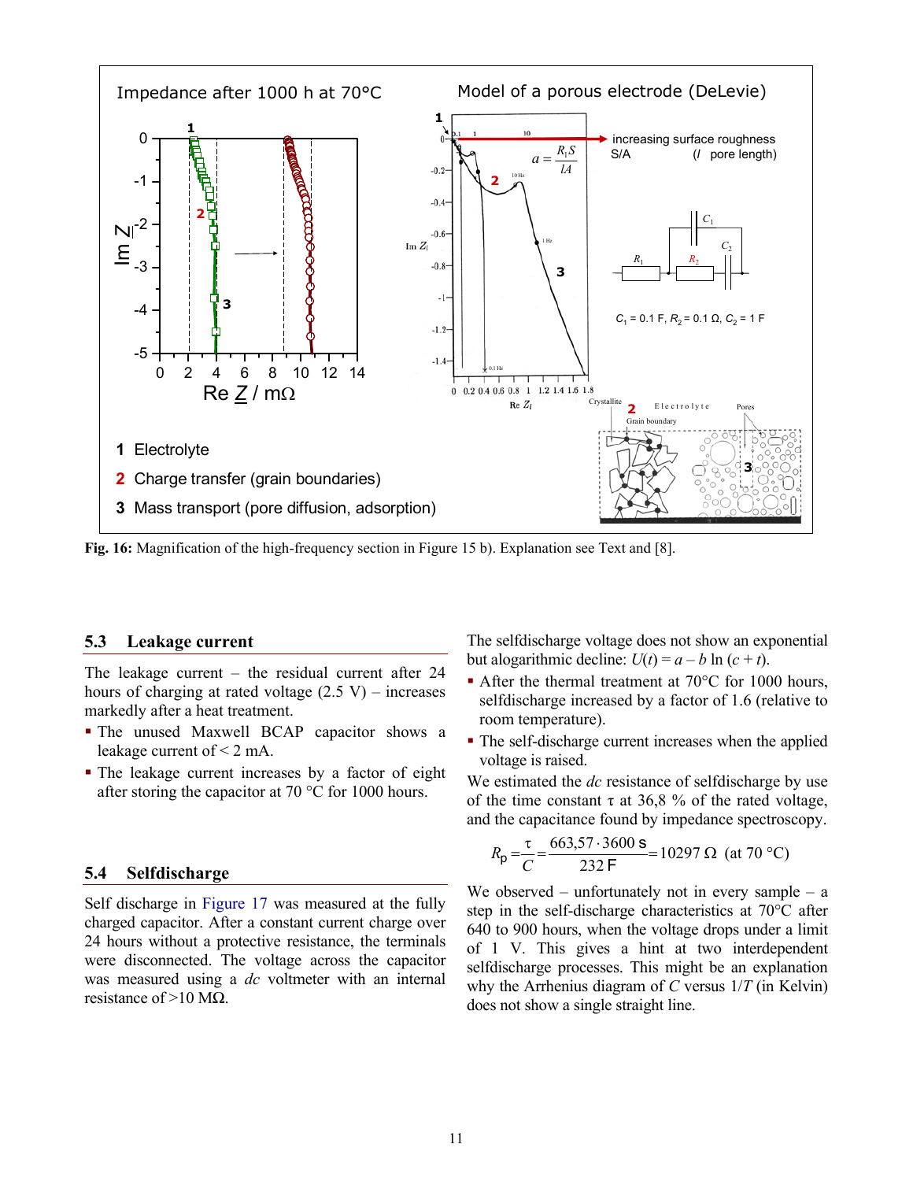**Fig. 16:** Magnification of the high-frequency section in Figure 15 b). Explanation see Text and [8].

## 5.3 Leakage current

The leakage current – the residual current after 24 hours of charging at rated voltage (2.5 V) – increases markedly after a heat treatment.

- The unused Maxwell BCAP capacitor shows a leakage current of < 2 mA.
- The leakage current increases by a factor of eight after storing the capacitor at 70 °C for 1000 hours.

## 5.4 Selfdischarge

Self discharge in Figure 17 was measured at the fully charged capacitor. After a constant current charge over 24 hours without a protective resistance, the terminals were disconnected. The voltage across the capacitor was measured using a *dc* voltmeter with an internal resistance of >10 MΩ.

The selfdischarge voltage does not show an exponential but alogarithmic decline: $U(t) = a - b \ln(c + t)$.

- After the thermal treatment at 70°C for 1000 hours, selfdischarge increased by a factor of 1.6 (relative to room temperature).
- The self-discharge current increases when the applied voltage is raised.

We estimated the *dc* resistance of selfdischarge by use of the time constant τ at 36,8 % of the rated voltage, and the capacitance found by impedance spectroscopy.

$$R_\text{p} = \frac{\tau}{C} = \frac{663{,}57 \cdot 3600\ \text{s}}{232\ \text{F}} = 10297\ \Omega \ \ (\text{at } 70\ °\text{C})$$

We observed – unfortunately not in every sample – a step in the self-discharge characteristics at 70°C after 640 to 900 hours, when the voltage drops under a limit of 1 V. This gives a hint at two interdependent selfdischarge processes. This might be an explanation why the Arrhenius diagram of $C$ versus $1/T$ (in Kelvin) does not show a single straight line.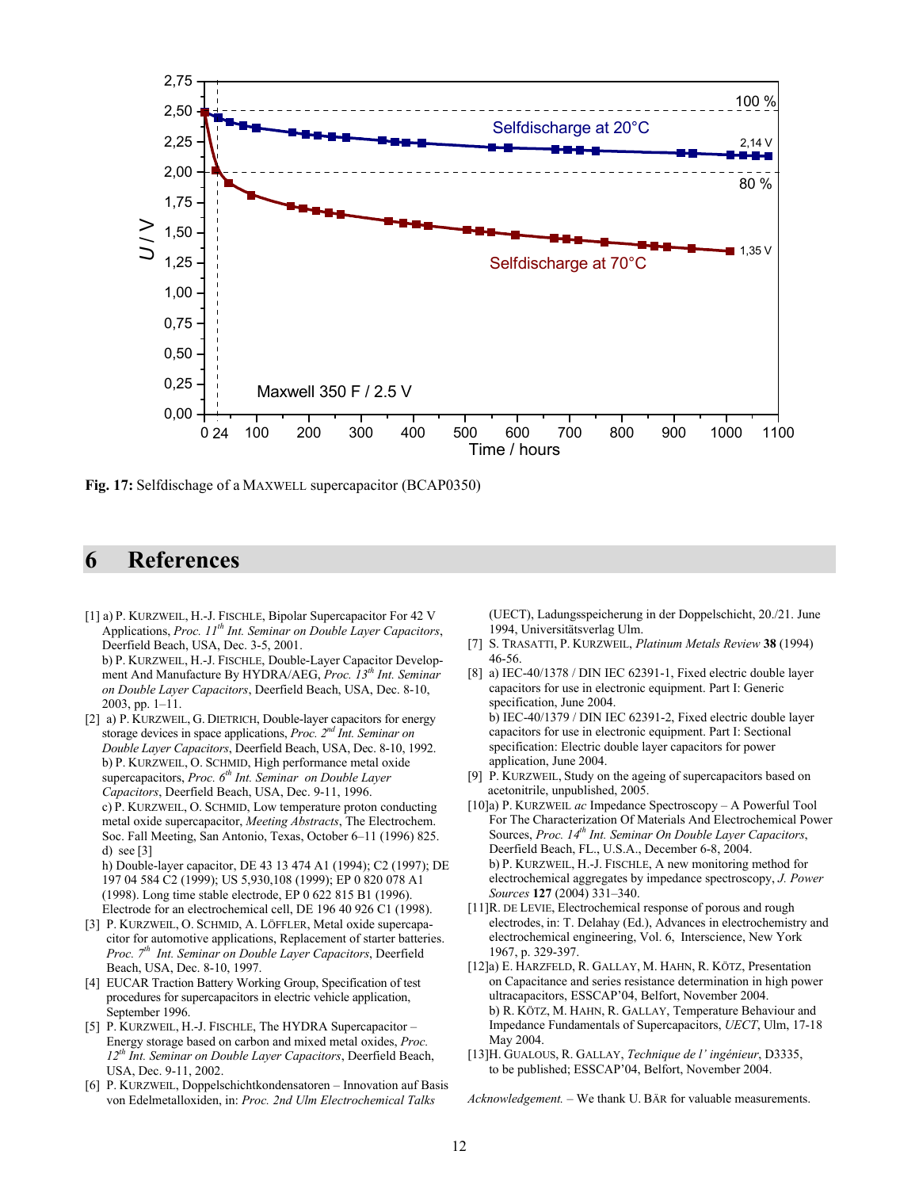2,75
2,50
2,25
2,00
1,75
1,50
1,25
1,00
0,75
0,50
0,25
0,00

U / V

100 %
Selfdischarge at 20°C
2,14 V
80 %
1,35 V
Selfdischarge at 70°C
Maxwell 350 F / 2.5 V

0 24 100 200 300 400 500 600 700 800 900 1000 1100
Time / hours

**Fig. 17:** Selfdischage of a MAXWELL supercapacitor (BCAP0350)

# 6 References

[1] a) P. KURZWEIL, H.-J. FISCHLE, Bipolar Supercapacitor For 42 V Applications, *Proc. 11th Int. Seminar on Double Layer Capacitors*, Deerfield Beach, USA, Dec. 3-5, 2001.
b) P. KURZWEIL, H.-J. FISCHLE, Double-Layer Capacitor Development And Manufacture By HYDRA/AEG, *Proc. 13th Int. Seminar on Double Layer Capacitors*, Deerfield Beach, USA, Dec. 8-10, 2003, pp. 1–11.

[2] a) P. KURZWEIL, G. DIETRICH, Double-layer capacitors for energy storage devices in space applications, *Proc. 2nd Int. Seminar on Double Layer Capacitors*, Deerfield Beach, USA, Dec. 8-10, 1992.
b) P. KURZWEIL, O. SCHMID, High performance metal oxide supercapacitors, *Proc. 6th Int. Seminar on Double Layer Capacitors*, Deerfield Beach, USA, Dec. 9-11, 1996.
c) P. KURZWEIL, O. SCHMID, Low temperature proton conducting metal oxide supercapacitor, *Meeting Abstracts*, The Electrochem. Soc. Fall Meeting, San Antonio, Texas, October 6–11 (1996) 825.
d) see [3]
h) Double-layer capacitor, DE 43 13 474 A1 (1994); C2 (1997); DE 197 04 584 C2 (1999); US 5,930,108 (1999); EP 0 820 078 A1 (1998). Long time stable electrode, EP 0 622 815 B1 (1996). Electrode for an electrochemical cell, DE 196 40 926 C1 (1998).

[3] P. KURZWEIL, O. SCHMID, A. LÖFFLER, Metal oxide supercapacitor for automotive applications, Replacement of starter batteries. *Proc. 7th Int. Seminar on Double Layer Capacitors*, Deerfield Beach, USA, Dec. 8-10, 1997.

[4] EUCAR Traction Battery Working Group, Specification of test procedures for supercapacitors in electric vehicle application, September 1996.

[5] P. KURZWEIL, H.-J. FISCHLE, The HYDRA Supercapacitor – Energy storage based on carbon and mixed metal oxides, *Proc. 12th Int. Seminar on Double Layer Capacitors*, Deerfield Beach, USA, Dec. 9-11, 2002.

[6] P. KURZWEIL, Doppelschichtkondensatoren – Innovation auf Basis von Edelmetalloxiden, in: *Proc. 2nd Ulm Electrochemical Talks* (UECT), Ladungsspeicherung in der Doppelschicht, 20./21. June 1994, Universitätsverlag Ulm.

[7] S. TRASATTI, P. KURZWEIL, *Platinum Metals Review* **38** (1994) 46-56.

[8] a) IEC-40/1378 / DIN IEC 62391-1, Fixed electric double layer capacitors for use in electronic equipment. Part I: Generic specification, June 2004.
b) IEC-40/1379 / DIN IEC 62391-2, Fixed electric double layer capacitors for use in electronic equipment. Part I: Sectional specification: Electric double layer capacitors for power application, June 2004.

[9] P. KURZWEIL, Study on the ageing of supercapacitors based on acetonitrile, unpublished, 2005.

[10]a) P. KURZWEIL *ac* Impedance Spectroscopy – A Powerful Tool For The Characterization Of Materials And Electrochemical Power Sources, *Proc. 14th Int. Seminar On Double Layer Capacitors*, Deerfield Beach, FL., U.S.A., December 6-8, 2004.
b) P. KURZWEIL, H.-J. FISCHLE, A new monitoring method for electrochemical aggregates by impedance spectroscopy, *J. Power Sources* **127** (2004) 331–340.

[11]R. DE LEVIE, Electrochemical response of porous and rough electrodes, in: T. Delahay (Ed.), Advances in electrochemistry and electrochemical engineering, Vol. 6, Interscience, New York 1967, p. 329-397.

[12]a) E. HARZFELD, R. GALLAY, M. HAHN, R. KÖTZ, Presentation on Capacitance and series resistance determination in high power ultracapacitors, ESSCAP'04, Belfort, November 2004.
b) R. KÖTZ, M. HAHN, R. GALLAY, Temperature Behaviour and Impedance Fundamentals of Supercapacitors, *UECT*, Ulm, 17-18 May 2004.

[13]H. GUALOUS, R. GALLAY, *Technique de l' ingénieur*, D3335, to be published; ESSCAP'04, Belfort, November 2004.

*Acknowledgement.* – We thank U. BÄR for valuable measurements.